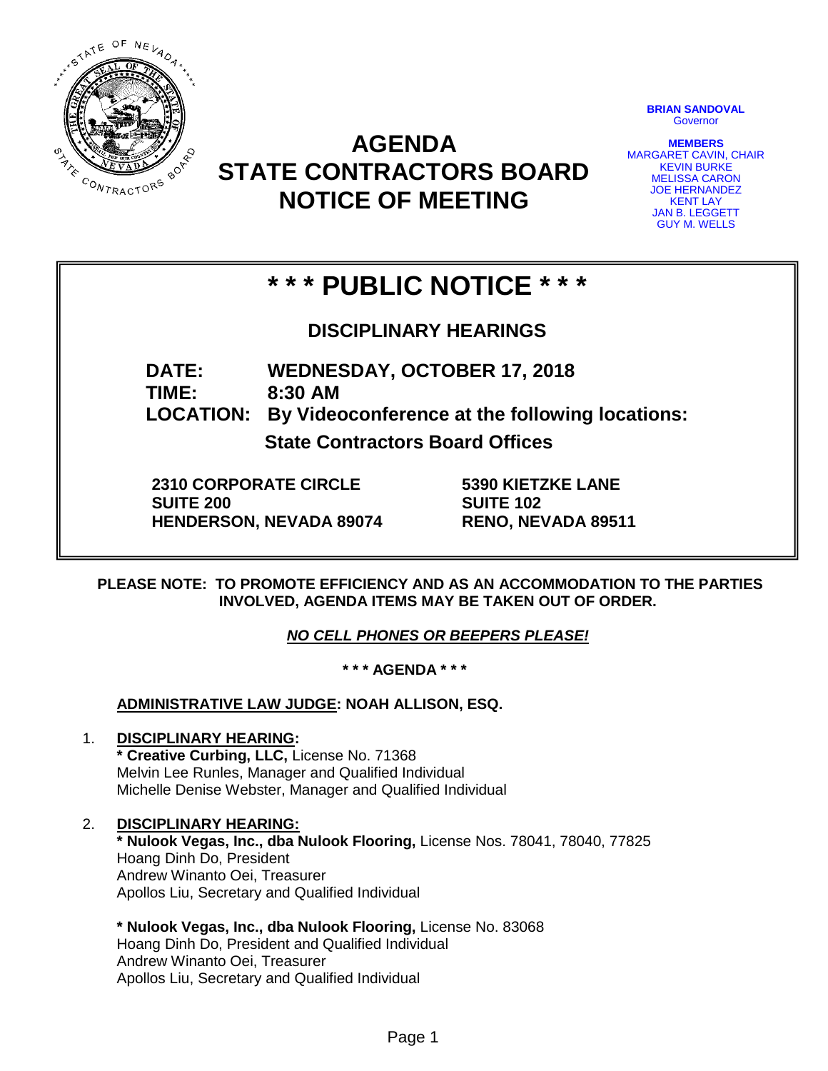# AGENDA
# STATE CONTRACTORS BOARD
# NOTICE OF MEETING

**BRIAN SANDOVAL**
Governor

**MEMBERS**
MARGARET CAVIN, CHAIR
KEVIN BURKE
MELISSA CARON
JOE HERNANDEZ
KENT LAY
JAN B. LEGGETT
GUY M. WELLS

## * * * PUBLIC NOTICE * * *

### DISCIPLINARY HEARINGS

**DATE:** **WEDNESDAY, OCTOBER 17, 2018**
**TIME:** **8:30 AM**
**LOCATION:** **By Videoconference at the following locations:**

**State Contractors Board Offices**

**2310 CORPORATE CIRCLE**
**SUITE 200**
**HENDERSON, NEVADA 89074**

**5390 KIETZKE LANE**
**SUITE 102**
**RENO, NEVADA 89511**

**PLEASE NOTE: TO PROMOTE EFFICIENCY AND AS AN ACCOMMODATION TO THE PARTIES INVOLVED, AGENDA ITEMS MAY BE TAKEN OUT OF ORDER.**

***NO CELL PHONES OR BEEPERS PLEASE!***

**\* \* \* AGENDA \* \* \***

**ADMINISTRATIVE LAW JUDGE: NOAH ALLISON, ESQ.**

1. **DISCIPLINARY HEARING:**
   **\* Creative Curbing, LLC,** License No. 71368
   Melvin Lee Runles, Manager and Qualified Individual
   Michelle Denise Webster, Manager and Qualified Individual

2. **DISCIPLINARY HEARING:**
   **\* Nulook Vegas, Inc., dba Nulook Flooring,** License Nos. 78041, 78040, 77825
   Hoang Dinh Do, President
   Andrew Winanto Oei, Treasurer
   Apollos Liu, Secretary and Qualified Individual

   **\* Nulook Vegas, Inc., dba Nulook Flooring,** License No. 83068
   Hoang Dinh Do, President and Qualified Individual
   Andrew Winanto Oei, Treasurer
   Apollos Liu, Secretary and Qualified Individual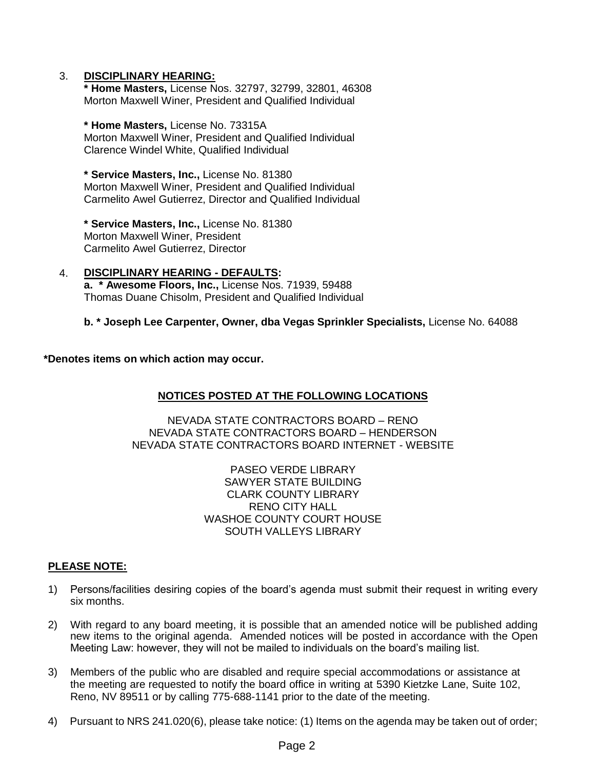3. **DISCIPLINARY HEARING:**

   **\* Home Masters,** License Nos. 32797, 32799, 32801, 46308
   Morton Maxwell Winer, President and Qualified Individual

   **\* Home Masters,** License No. 73315A
   Morton Maxwell Winer, President and Qualified Individual
   Clarence Windel White, Qualified Individual

   **\* Service Masters, Inc.,** License No. 81380
   Morton Maxwell Winer, President and Qualified Individual
   Carmelito Awel Gutierrez, Director and Qualified Individual

   **\* Service Masters, Inc.,** License No. 81380
   Morton Maxwell Winer, President
   Carmelito Awel Gutierrez, Director

4. **DISCIPLINARY HEARING - DEFAULTS:**

   **a. \* Awesome Floors, Inc.,** License Nos. 71939, 59488
   Thomas Duane Chisolm, President and Qualified Individual

   **b. \* Joseph Lee Carpenter, Owner, dba Vegas Sprinkler Specialists,** License No. 64088

**\*Denotes items on which action may occur.**

**NOTICES POSTED AT THE FOLLOWING LOCATIONS**

NEVADA STATE CONTRACTORS BOARD – RENO
NEVADA STATE CONTRACTORS BOARD – HENDERSON
NEVADA STATE CONTRACTORS BOARD INTERNET - WEBSITE

PASEO VERDE LIBRARY
SAWYER STATE BUILDING
CLARK COUNTY LIBRARY
RENO CITY HALL
WASHOE COUNTY COURT HOUSE
SOUTH VALLEYS LIBRARY

**PLEASE NOTE:**

1) Persons/facilities desiring copies of the board's agenda must submit their request in writing every six months.

2) With regard to any board meeting, it is possible that an amended notice will be published adding new items to the original agenda. Amended notices will be posted in accordance with the Open Meeting Law: however, they will not be mailed to individuals on the board's mailing list.

3) Members of the public who are disabled and require special accommodations or assistance at the meeting are requested to notify the board office in writing at 5390 Kietzke Lane, Suite 102, Reno, NV 89511 or by calling 775-688-1141 prior to the date of the meeting.

4) Pursuant to NRS 241.020(6), please take notice: (1) Items on the agenda may be taken out of order;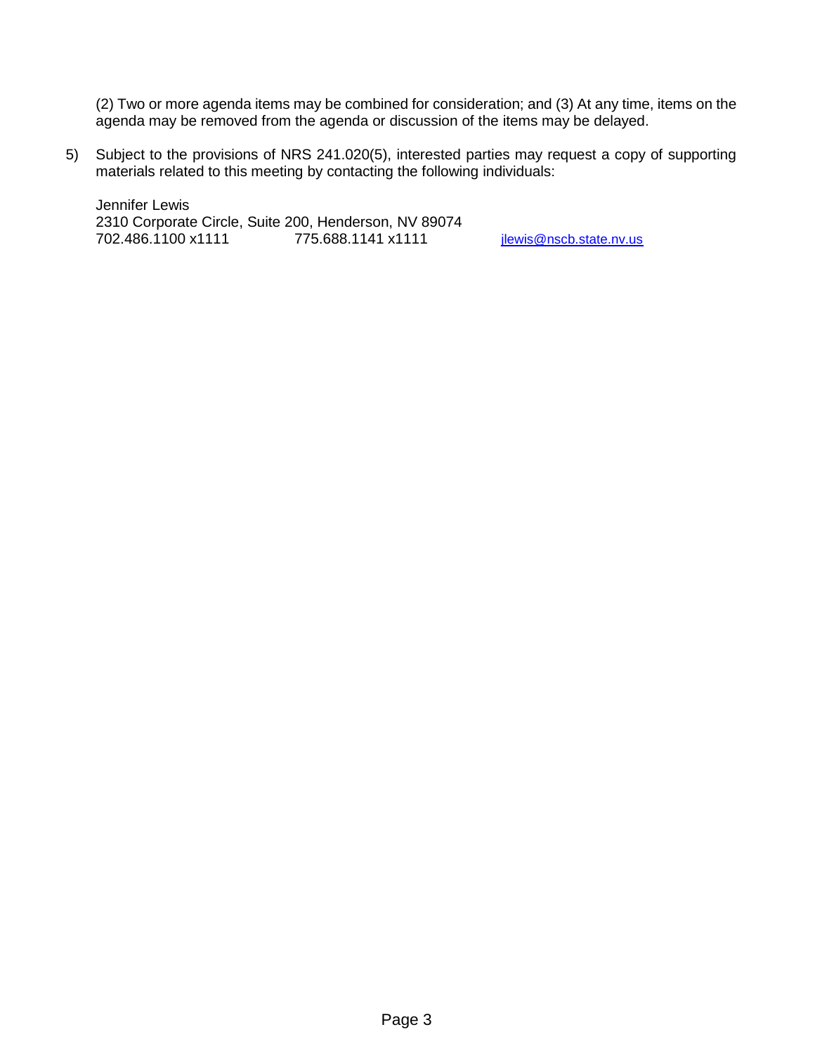(2) Two or more agenda items may be combined for consideration; and (3) At any time, items on the agenda may be removed from the agenda or discussion of the items may be delayed.

5) Subject to the provisions of NRS 241.020(5), interested parties may request a copy of supporting materials related to this meeting by contacting the following individuals:

   Jennifer Lewis
   2310 Corporate Circle, Suite 200, Henderson, NV 89074
   702.486.1100 x1111    775.688.1141 x1111    jlewis@nscb.state.nv.us